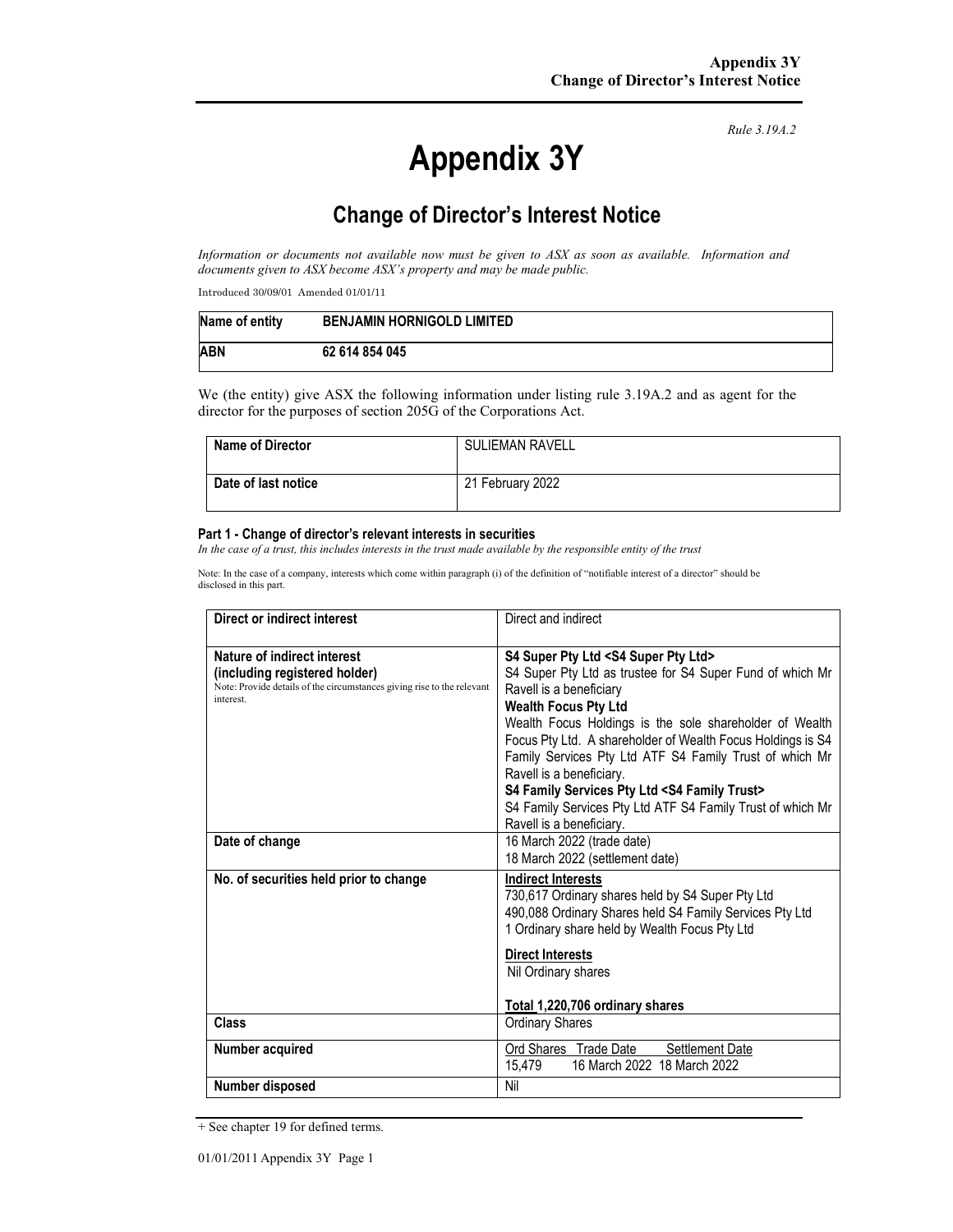Rule 3.19A.2

# Appendix 3Y

## Change of Director's Interest Notice

*Information or documents not available now must be given to ASX as soon as available. Information and documents given to ASX become ASX's property and may be made public.*

Introduced 30/09/01 Amended 01/01/11

| Name of entity | BENJAMIN HORNIGOLD LIMITED |
|---|---|
| ABN | 62 614 854 045 |

We (the entity) give ASX the following information under listing rule 3.19A.2 and as agent for the director for the purposes of section 205G of the Corporations Act.

| Name of Director | SULIEMAN RAVELL |
|---|---|
| Date of last notice | 21 February 2022 |

#### Part 1 - Change of director's relevant interests in securities

*In the case of a trust, this includes interests in the trust made available by the responsible entity of the trust*

Note: In the case of a company, interests which come within paragraph (i) of the definition of "notifiable interest of a director" should be disclosed in this part.

| Direct or indirect interest | Direct and indirect |
|---|---|
| **Nature of indirect interest (including registered holder)**<br>Note: Provide details of the circumstances giving rise to the relevant interest. | **S4 Super Pty Ltd <S4 Super Pty Ltd>**<br>S4 Super Pty Ltd as trustee for S4 Super Fund of which Mr Ravell is a beneficiary<br>**Wealth Focus Pty Ltd**<br>Wealth Focus Holdings is the sole shareholder of Wealth Focus Pty Ltd. A shareholder of Wealth Focus Holdings is S4 Family Services Pty Ltd ATF S4 Family Trust of which Mr Ravell is a beneficiary.<br>**S4 Family Services Pty Ltd <S4 Family Trust>**<br>S4 Family Services Pty Ltd ATF S4 Family Trust of which Mr Ravell is a beneficiary. |
| **Date of change** | 16 March 2022 (trade date)<br>18 March 2022 (settlement date) |
| **No. of securities held prior to change** | <u>Indirect Interests</u><br>730,617 Ordinary shares held by S4 Super Pty Ltd<br>490,088 Ordinary Shares held S4 Family Services Pty Ltd<br>1 Ordinary share held by Wealth Focus Pty Ltd<br><br><u>Direct Interests</u><br>Nil Ordinary shares<br><br>**<u>Total</u> 1,220,706 ordinary shares** |
| **Class** | Ordinary Shares |
| **Number acquired** | <u>Ord Shares Trade Date Settlement Date</u><br>15,479 16 March 2022 18 March 2022 |
| **Number disposed** | Nil |

+ See chapter 19 for defined terms.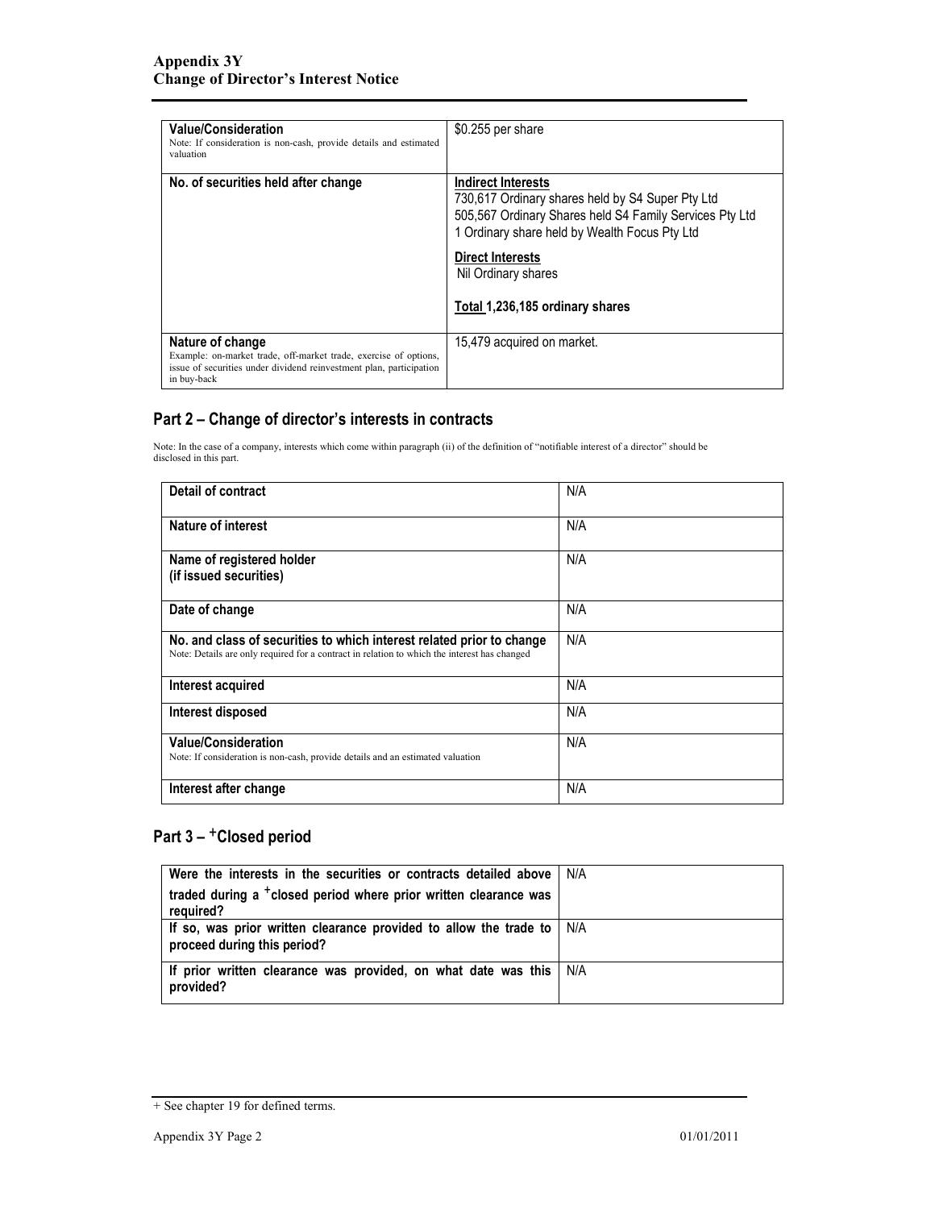| | |
|---|---|
| **Value/Consideration**<br>Note: If consideration is non-cash, provide details and estimated valuation | $0.255 per share |
| **No. of securities held after change** | **Indirect Interests**<br>730,617 Ordinary shares held by S4 Super Pty Ltd<br>505,567 Ordinary Shares held S4 Family Services Pty Ltd<br>1 Ordinary share held by Wealth Focus Pty Ltd<br><br>**Direct Interests**<br>Nil Ordinary shares<br><br>**Total 1,236,185 ordinary shares** |
| **Nature of change**<br>Example: on-market trade, off-market trade, exercise of options, issue of securities under dividend reinvestment plan, participation in buy-back | 15,479 acquired on market. |

## Part 2 – Change of director's interests in contracts

Note: In the case of a company, interests which come within paragraph (ii) of the definition of "notifiable interest of a director" should be disclosed in this part.

| | |
|---|---|
| **Detail of contract** | N/A |
| **Nature of interest** | N/A |
| **Name of registered holder (if issued securities)** | N/A |
| **Date of change** | N/A |
| **No. and class of securities to which interest related prior to change**<br>Note: Details are only required for a contract in relation to which the interest has changed | N/A |
| **Interest acquired** | N/A |
| **Interest disposed** | N/A |
| **Value/Consideration**<br>Note: If consideration is non-cash, provide details and an estimated valuation | N/A |
| **Interest after change** | N/A |

## Part 3 – +Closed period

| | |
|---|---|
| **Were the interests in the securities or contracts detailed above traded during a +closed period where prior written clearance was required?** | N/A |
| **If so, was prior written clearance provided to allow the trade to proceed during this period?** | N/A |
| **If prior written clearance was provided, on what date was this provided?** | N/A |

+ See chapter 19 for defined terms.